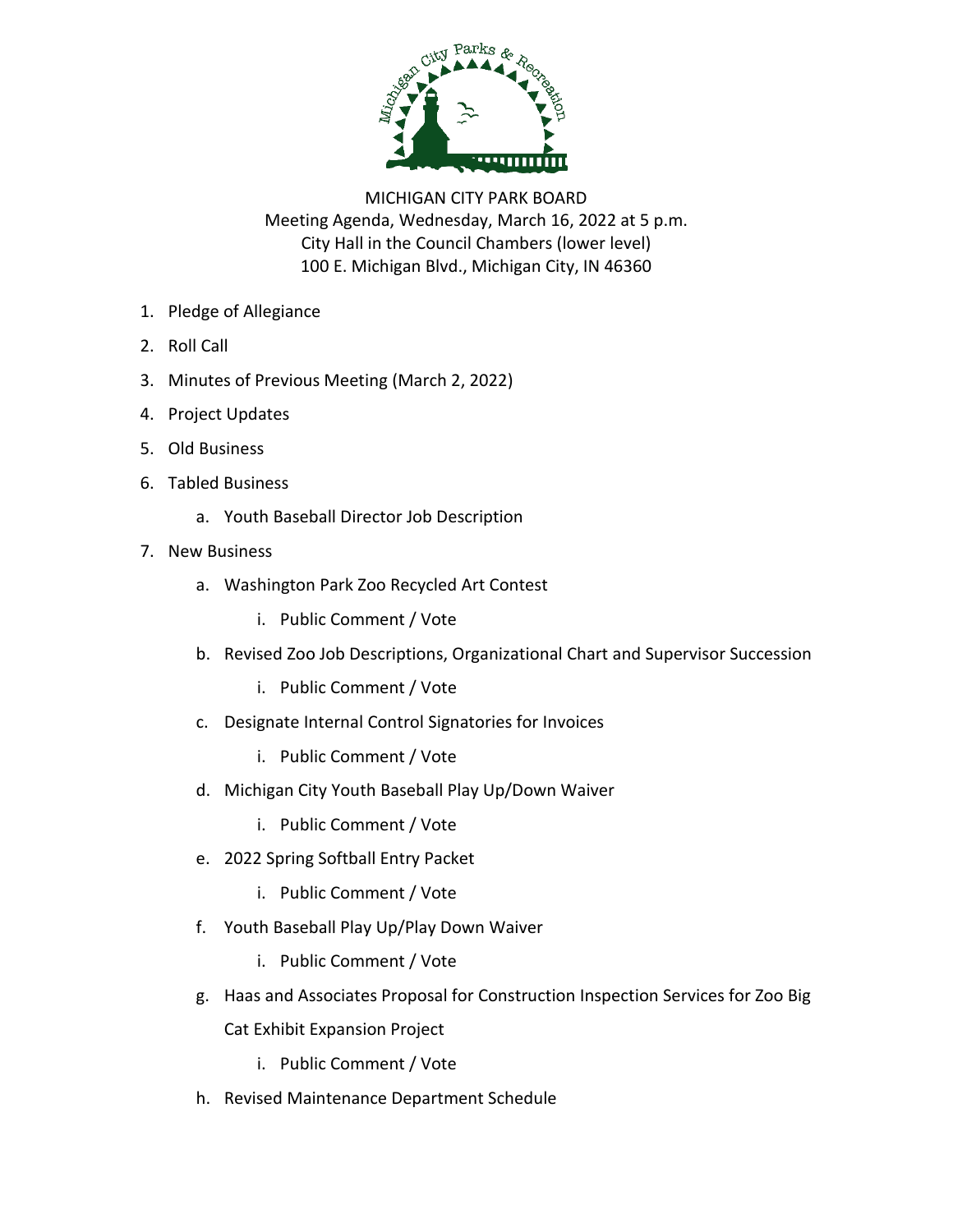MICHIGAN CITY PARK BOARD
Meeting Agenda, Wednesday, March 16, 2022 at 5 p.m.
City Hall in the Council Chambers (lower level)
100 E. Michigan Blvd., Michigan City, IN 46360

1. Pledge of Allegiance
2. Roll Call
3. Minutes of Previous Meeting (March 2, 2022)
4. Project Updates
5. Old Business
6. Tabled Business
    a. Youth Baseball Director Job Description
7. New Business
    a. Washington Park Zoo Recycled Art Contest
        i. Public Comment / Vote
    b. Revised Zoo Job Descriptions, Organizational Chart and Supervisor Succession
        i. Public Comment / Vote
    c. Designate Internal Control Signatories for Invoices
        i. Public Comment / Vote
    d. Michigan City Youth Baseball Play Up/Down Waiver
        i. Public Comment / Vote
    e. 2022 Spring Softball Entry Packet
        i. Public Comment / Vote
    f. Youth Baseball Play Up/Play Down Waiver
        i. Public Comment / Vote
    g. Haas and Associates Proposal for Construction Inspection Services for Zoo Big Cat Exhibit Expansion Project
        i. Public Comment / Vote
    h. Revised Maintenance Department Schedule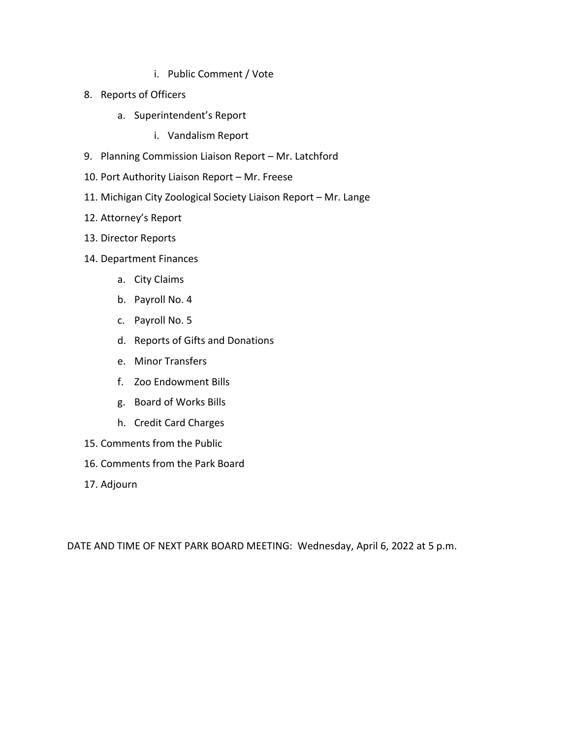i. Public Comment / Vote

8. Reports of Officers
    a. Superintendent's Report
        i. Vandalism Report
9. Planning Commission Liaison Report – Mr. Latchford
10. Port Authority Liaison Report – Mr. Freese
11. Michigan City Zoological Society Liaison Report – Mr. Lange
12. Attorney's Report
13. Director Reports
14. Department Finances
    a. City Claims
    b. Payroll No. 4
    c. Payroll No. 5
    d. Reports of Gifts and Donations
    e. Minor Transfers
    f. Zoo Endowment Bills
    g. Board of Works Bills
    h. Credit Card Charges
15. Comments from the Public
16. Comments from the Park Board
17. Adjourn

DATE AND TIME OF NEXT PARK BOARD MEETING: Wednesday, April 6, 2022 at 5 p.m.